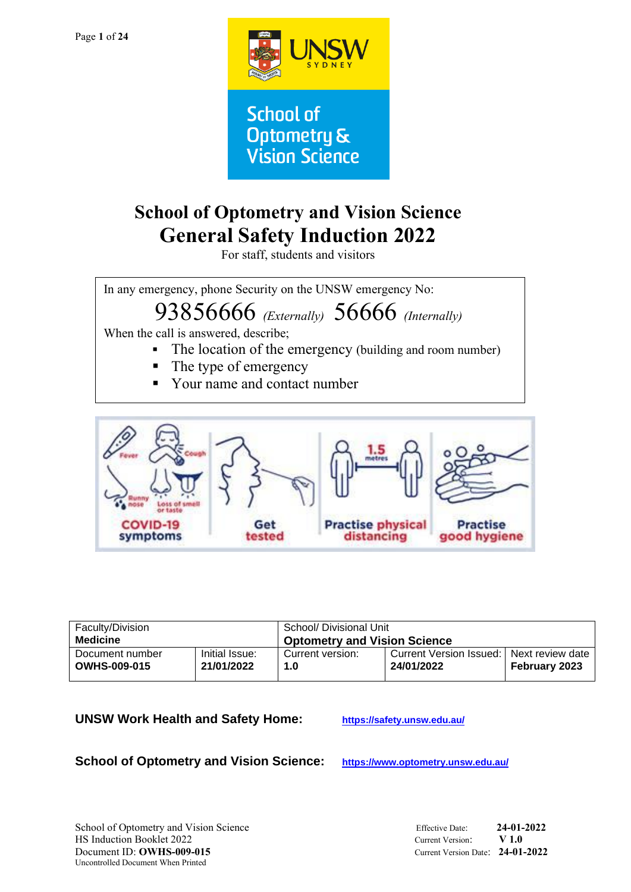# School of Optometry and Vision Science General Safety Induction 2022

For staff, students and visitors

In any emergency, phone Security on the UNSW emergency No:

**93856666** *(Externally)* **56666** *(Internally)*

When the call is answered, describe;

- The location of the emergency (building and room number)
- The type of emergency
- Your name and contact number

| Faculty/Division **Medicine** | | School/ Divisional Unit **Optometry and Vision Science** | | |
|---|---|---|---|---|
| Document number **OWHS-009-015** | Initial Issue: **21/01/2022** | Current version: **1.0** | Current Version Issued: **24/01/2022** | Next review date **February 2023** |

**UNSW Work Health and Safety Home:** https://safety.unsw.edu.au/

**School of Optometry and Vision Science:** https://www.optometry.unsw.edu.au/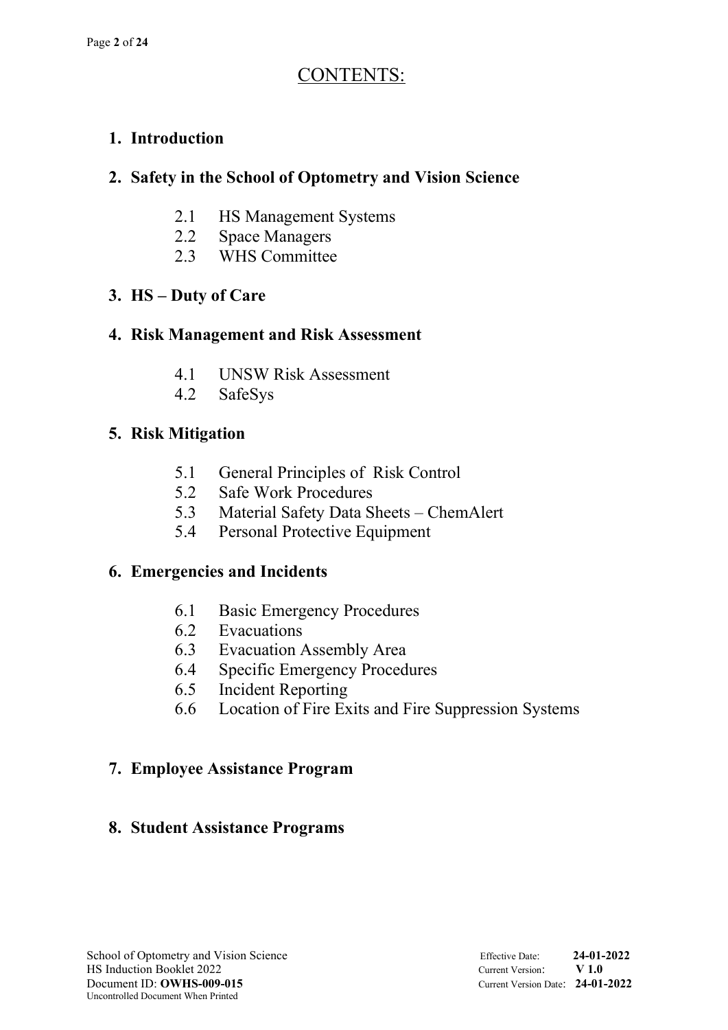# CONTENTS:

1. **Introduction**

2. **Safety in the School of Optometry and Vision Science**

   2.1 HS Management Systems
   2.2 Space Managers
   2.3 WHS Committee

3. **HS – Duty of Care**

4. **Risk Management and Risk Assessment**

   4.1 UNSW Risk Assessment
   4.2 SafeSys

5. **Risk Mitigation**

   5.1 General Principles of Risk Control
   5.2 Safe Work Procedures
   5.3 Material Safety Data Sheets – ChemAlert
   5.4 Personal Protective Equipment

6. **Emergencies and Incidents**

   6.1 Basic Emergency Procedures
   6.2 Evacuations
   6.3 Evacuation Assembly Area
   6.4 Specific Emergency Procedures
   6.5 Incident Reporting
   6.6 Location of Fire Exits and Fire Suppression Systems

7. **Employee Assistance Program**

8. **Student Assistance Programs**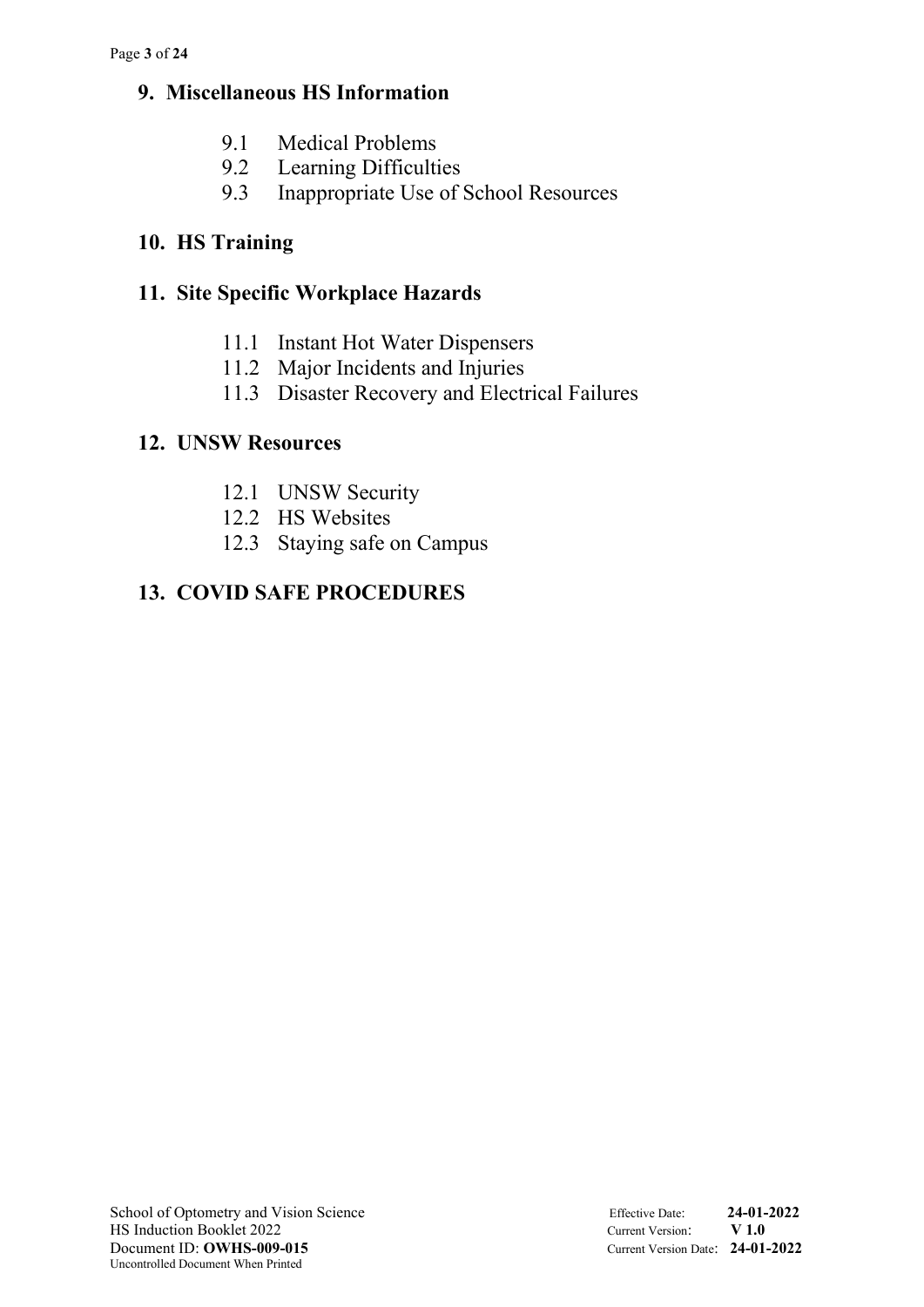## 9. Miscellaneous HS Information

- 9.1 Medical Problems
- 9.2 Learning Difficulties
- 9.3 Inappropriate Use of School Resources

## 10. HS Training

## 11. Site Specific Workplace Hazards

- 11.1 Instant Hot Water Dispensers
- 11.2 Major Incidents and Injuries
- 11.3 Disaster Recovery and Electrical Failures

## 12. UNSW Resources

- 12.1 UNSW Security
- 12.2 HS Websites
- 12.3 Staying safe on Campus

## 13. COVID SAFE PROCEDURES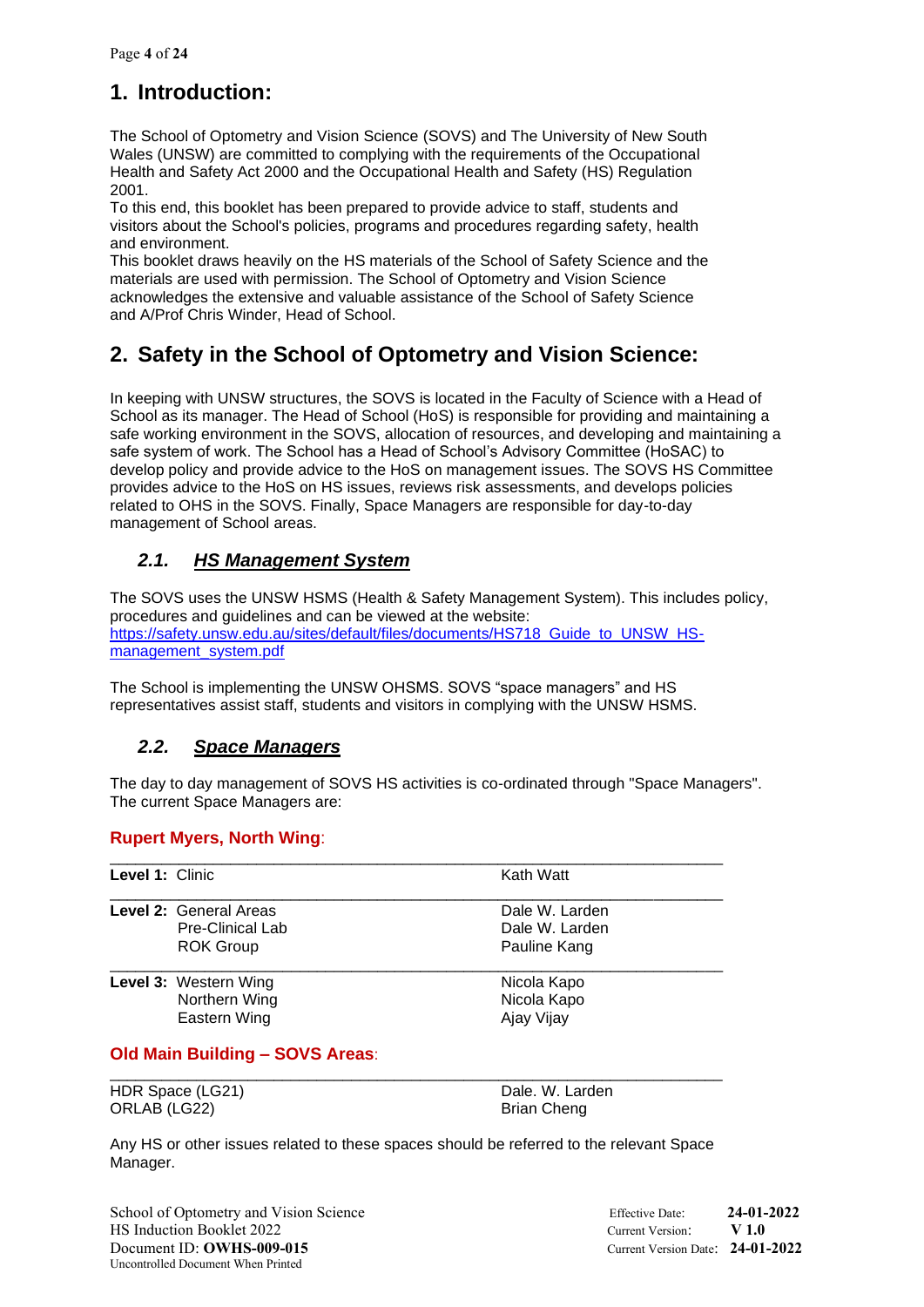# 1. Introduction:

The School of Optometry and Vision Science (SOVS) and The University of New South Wales (UNSW) are committed to complying with the requirements of the Occupational Health and Safety Act 2000 and the Occupational Health and Safety (HS) Regulation 2001.

To this end, this booklet has been prepared to provide advice to staff, students and visitors about the School's policies, programs and procedures regarding safety, health and environment.

This booklet draws heavily on the HS materials of the School of Safety Science and the materials are used with permission. The School of Optometry and Vision Science acknowledges the extensive and valuable assistance of the School of Safety Science and A/Prof Chris Winder, Head of School.

# 2. Safety in the School of Optometry and Vision Science:

In keeping with UNSW structures, the SOVS is located in the Faculty of Science with a Head of School as its manager. The Head of School (HoS) is responsible for providing and maintaining a safe working environment in the SOVS, allocation of resources, and developing and maintaining a safe system of work. The School has a Head of School's Advisory Committee (HoSAC) to develop policy and provide advice to the HoS on management issues. The SOVS HS Committee provides advice to the HoS on HS issues, reviews risk assessments, and develops policies related to OHS in the SOVS. Finally, Space Managers are responsible for day-to-day management of School areas.

## *2.1. HS Management System*

The SOVS uses the UNSW HSMS (Health & Safety Management System). This includes policy, procedures and guidelines and can be viewed at the website:
https://safety.unsw.edu.au/sites/default/files/documents/HS718_Guide_to_UNSW_HS-management_system.pdf

The School is implementing the UNSW OHSMS. SOVS "space managers" and HS representatives assist staff, students and visitors in complying with the UNSW HSMS.

## *2.2. Space Managers*

The day to day management of SOVS HS activities is co-ordinated through "Space Managers". The current Space Managers are:

**Rupert Myers, North Wing:**

| | |
|---|---|
| **Level 1:** Clinic | Kath Watt |
| **Level 2:** General Areas | Dale W. Larden |
| Pre-Clinical Lab | Dale W. Larden |
| ROK Group | Pauline Kang |
| **Level 3:** Western Wing | Nicola Kapo |
| Northern Wing | Nicola Kapo |
| Eastern Wing | Ajay Vijay |

**Old Main Building – SOVS Areas:**

| | |
|---|---|
| HDR Space (LG21) | Dale. W. Larden |
| ORLAB (LG22) | Brian Cheng |

Any HS or other issues related to these spaces should be referred to the relevant Space Manager.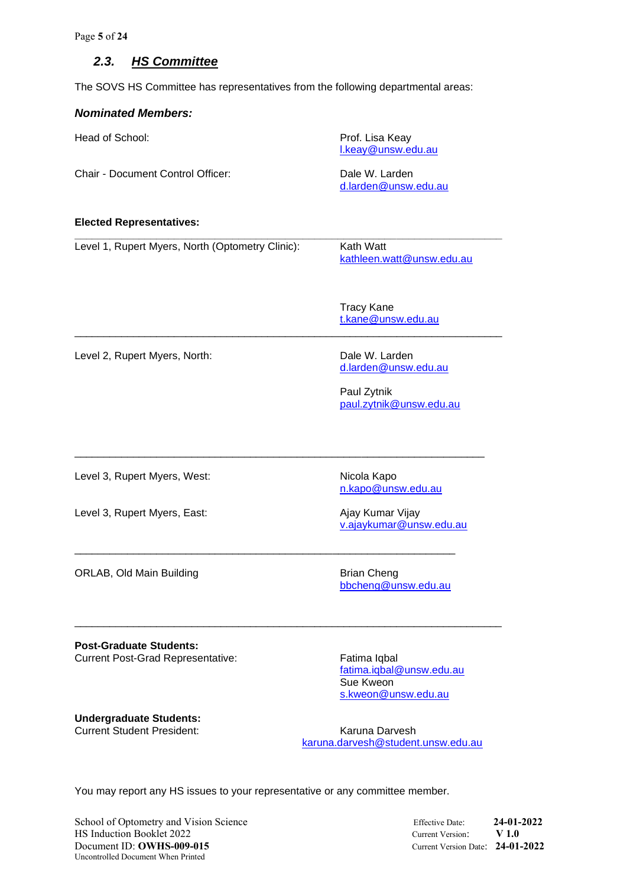## 2.3. HS Committee

The SOVS HS Committee has representatives from the following departmental areas:

***Nominated Members:***

| | |
|---|---|
| Head of School: | Prof. Lisa Keay<br>l.keay@unsw.edu.au |
| Chair - Document Control Officer: | Dale W. Larden<br>d.larden@unsw.edu.au |

**Elected Representatives:**

| | |
|---|---|
| Level 1, Rupert Myers, North (Optometry Clinic): | Kath Watt<br>kathleen.watt@unsw.edu.au<br><br>Tracy Kane<br>t.kane@unsw.edu.au |
| Level 2, Rupert Myers, North: | Dale W. Larden<br>d.larden@unsw.edu.au<br><br>Paul Zytnik<br>paul.zytnik@unsw.edu.au |
| Level 3, Rupert Myers, West: | Nicola Kapo<br>n.kapo@unsw.edu.au |
| Level 3, Rupert Myers, East: | Ajay Kumar Vijay<br>v.ajaykumar@unsw.edu.au |
| ORLAB, Old Main Building | Brian Cheng<br>bbcheng@unsw.edu.au |

**Post-Graduate Students:**

| | |
|---|---|
| Current Post-Grad Representative: | Fatima Iqbal<br>fatima.iqbal@unsw.edu.au<br>Sue Kweon<br>s.kweon@unsw.edu.au |

**Undergraduate Students:**

| | |
|---|---|
| Current Student President: | Karuna Darvesh<br>karuna.darvesh@student.unsw.edu.au |

You may report any HS issues to your representative or any committee member.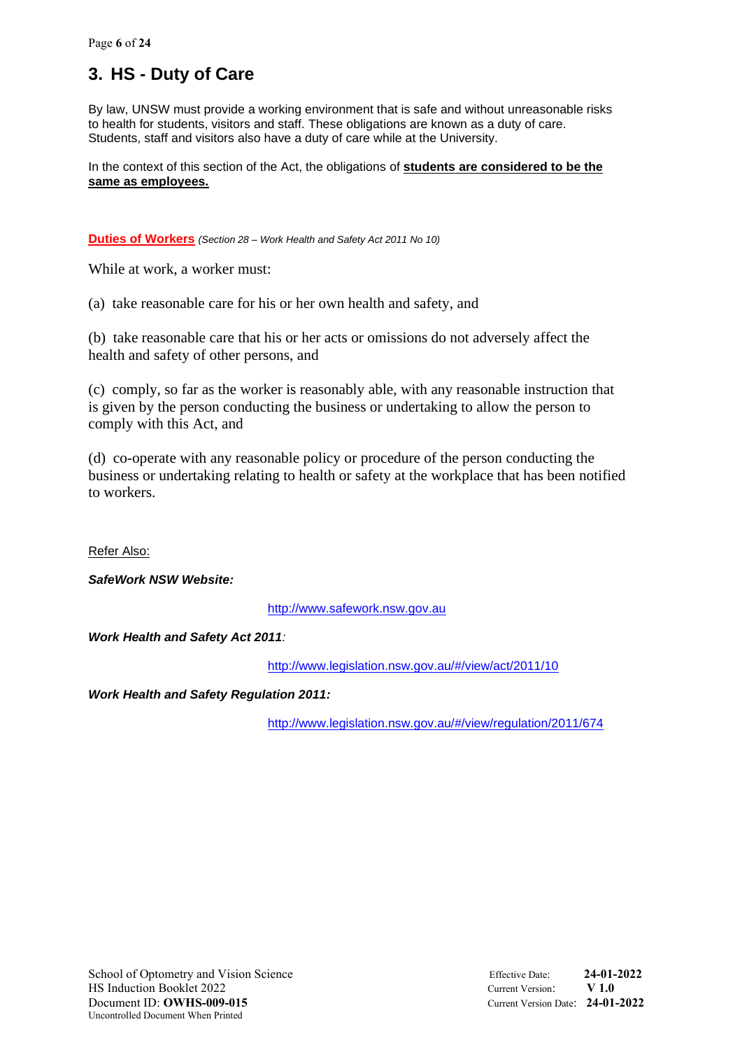# 3. HS - Duty of Care

By law, UNSW must provide a working environment that is safe and without unreasonable risks to health for students, visitors and staff. These obligations are known as a duty of care. Students, staff and visitors also have a duty of care while at the University.

In the context of this section of the Act, the obligations of **students are considered to be the same as employees.**

**Duties of Workers** *(Section 28 – Work Health and Safety Act 2011 No 10)*

While at work, a worker must:

(a) take reasonable care for his or her own health and safety, and

(b) take reasonable care that his or her acts or omissions do not adversely affect the health and safety of other persons, and

(c) comply, so far as the worker is reasonably able, with any reasonable instruction that is given by the person conducting the business or undertaking to allow the person to comply with this Act, and

(d) co-operate with any reasonable policy or procedure of the person conducting the business or undertaking relating to health or safety at the workplace that has been notified to workers.

Refer Also:

***SafeWork NSW Website:***

http://www.safework.nsw.gov.au

***Work Health and Safety Act 2011****:*

http://www.legislation.nsw.gov.au/#/view/act/2011/10

***Work Health and Safety Regulation 2011:***

http://www.legislation.nsw.gov.au/#/view/regulation/2011/674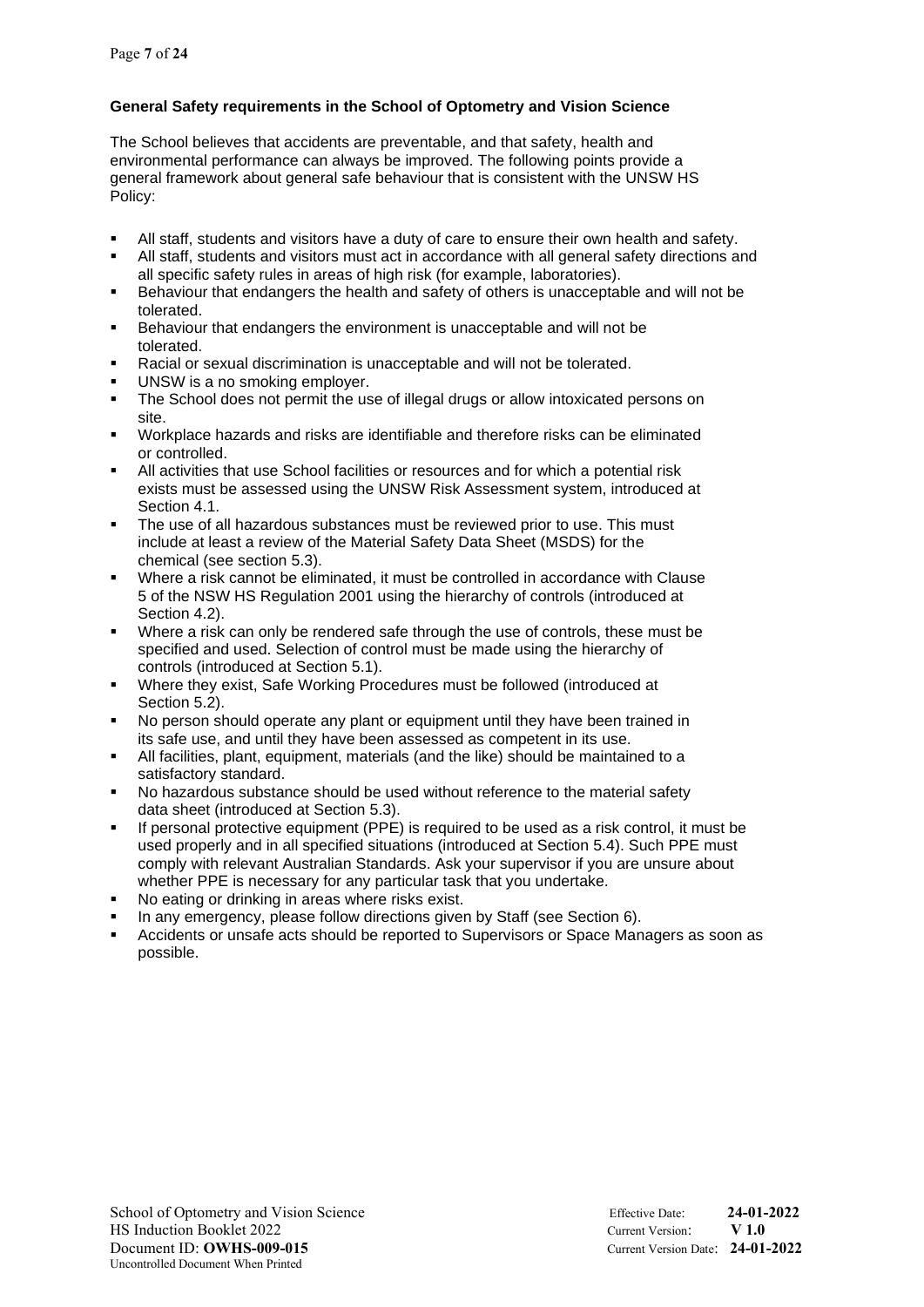**General Safety requirements in the School of Optometry and Vision Science**

The School believes that accidents are preventable, and that safety, health and environmental performance can always be improved. The following points provide a general framework about general safe behaviour that is consistent with the UNSW HS Policy:

- All staff, students and visitors have a duty of care to ensure their own health and safety.
- All staff, students and visitors must act in accordance with all general safety directions and all specific safety rules in areas of high risk (for example, laboratories).
- Behaviour that endangers the health and safety of others is unacceptable and will not be tolerated.
- Behaviour that endangers the environment is unacceptable and will not be tolerated.
- Racial or sexual discrimination is unacceptable and will not be tolerated.
- UNSW is a no smoking employer.
- The School does not permit the use of illegal drugs or allow intoxicated persons on site.
- Workplace hazards and risks are identifiable and therefore risks can be eliminated or controlled.
- All activities that use School facilities or resources and for which a potential risk exists must be assessed using the UNSW Risk Assessment system, introduced at Section 4.1.
- The use of all hazardous substances must be reviewed prior to use. This must include at least a review of the Material Safety Data Sheet (MSDS) for the chemical (see section 5.3).
- Where a risk cannot be eliminated, it must be controlled in accordance with Clause 5 of the NSW HS Regulation 2001 using the hierarchy of controls (introduced at Section 4.2).
- Where a risk can only be rendered safe through the use of controls, these must be specified and used. Selection of control must be made using the hierarchy of controls (introduced at Section 5.1).
- Where they exist, Safe Working Procedures must be followed (introduced at Section 5.2).
- No person should operate any plant or equipment until they have been trained in its safe use, and until they have been assessed as competent in its use.
- All facilities, plant, equipment, materials (and the like) should be maintained to a satisfactory standard.
- No hazardous substance should be used without reference to the material safety data sheet (introduced at Section 5.3).
- If personal protective equipment (PPE) is required to be used as a risk control, it must be used properly and in all specified situations (introduced at Section 5.4). Such PPE must comply with relevant Australian Standards. Ask your supervisor if you are unsure about whether PPE is necessary for any particular task that you undertake.
- No eating or drinking in areas where risks exist.
- In any emergency, please follow directions given by Staff (see Section 6).
- Accidents or unsafe acts should be reported to Supervisors or Space Managers as soon as possible.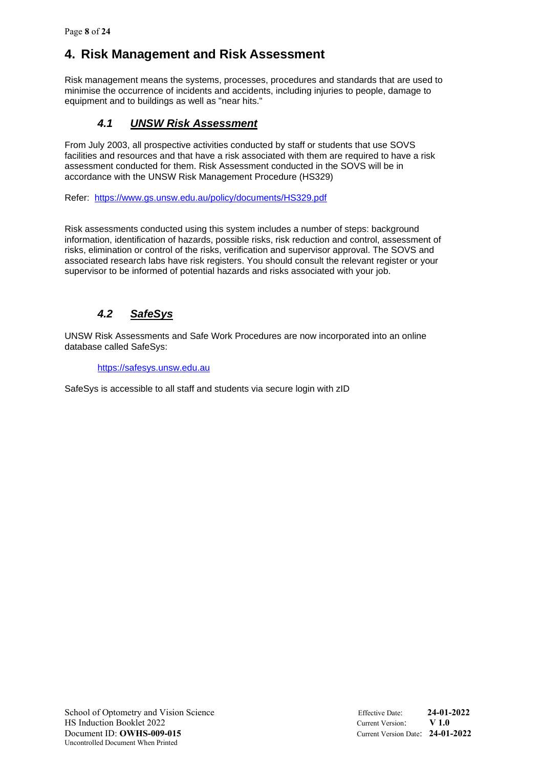# 4. Risk Management and Risk Assessment

Risk management means the systems, processes, procedures and standards that are used to minimise the occurrence of incidents and accidents, including injuries to people, damage to equipment and to buildings as well as "near hits."

## *4.1 UNSW Risk Assessment*

From July 2003, all prospective activities conducted by staff or students that use SOVS facilities and resources and that have a risk associated with them are required to have a risk assessment conducted for them. Risk Assessment conducted in the SOVS will be in accordance with the UNSW Risk Management Procedure (HS329)

Refer: https://www.gs.unsw.edu.au/policy/documents/HS329.pdf

Risk assessments conducted using this system includes a number of steps: background information, identification of hazards, possible risks, risk reduction and control, assessment of risks, elimination or control of the risks, verification and supervisor approval. The SOVS and associated research labs have risk registers. You should consult the relevant register or your supervisor to be informed of potential hazards and risks associated with your job.

## *4.2 SafeSys*

UNSW Risk Assessments and Safe Work Procedures are now incorporated into an online database called SafeSys:

https://safesys.unsw.edu.au

SafeSys is accessible to all staff and students via secure login with zID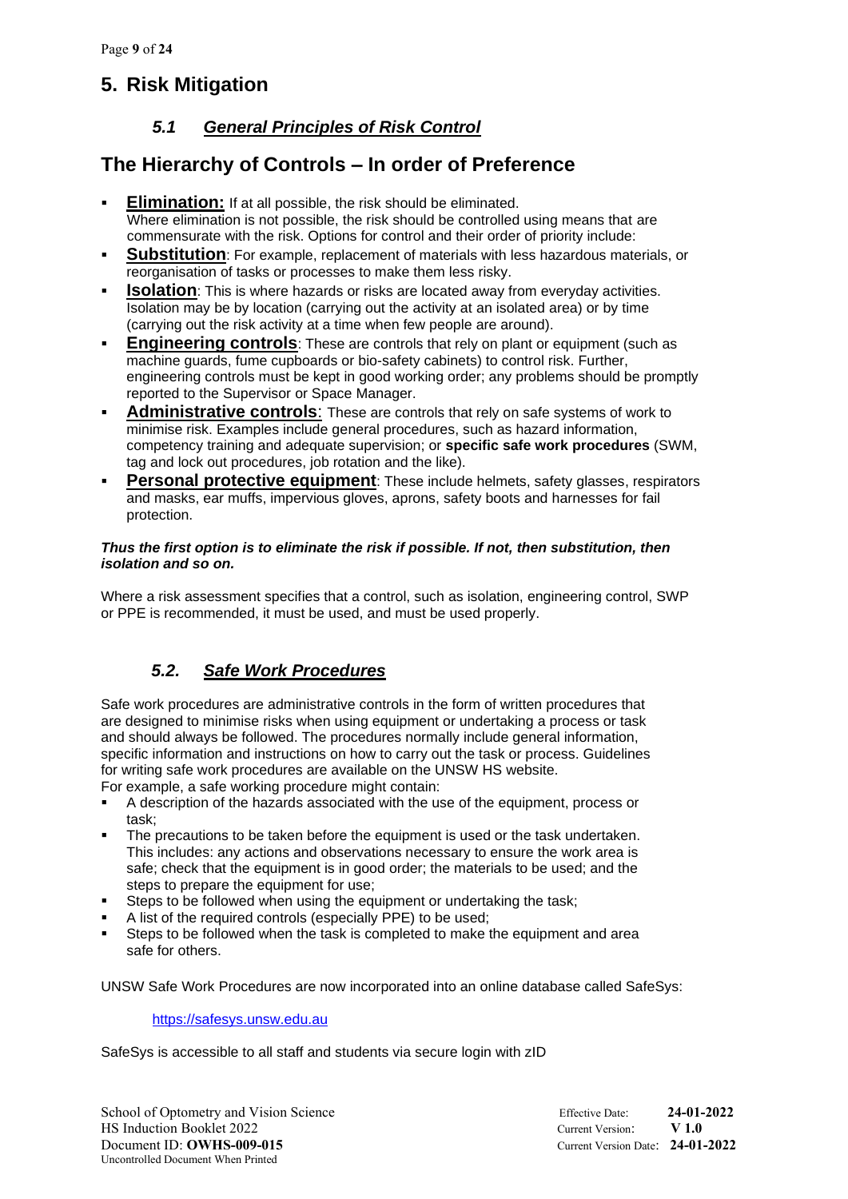# 5. Risk Mitigation

## *5.1 General Principles of Risk Control*

## The Hierarchy of Controls – In order of Preference

- **Elimination:** If at all possible, the risk should be eliminated. Where elimination is not possible, the risk should be controlled using means that are commensurate with the risk. Options for control and their order of priority include:
- **Substitution**: For example, replacement of materials with less hazardous materials, or reorganisation of tasks or processes to make them less risky.
- **Isolation**: This is where hazards or risks are located away from everyday activities. Isolation may be by location (carrying out the activity at an isolated area) or by time (carrying out the risk activity at a time when few people are around).
- **Engineering controls**: These are controls that rely on plant or equipment (such as machine guards, fume cupboards or bio-safety cabinets) to control risk. Further, engineering controls must be kept in good working order; any problems should be promptly reported to the Supervisor or Space Manager.
- **Administrative controls**: These are controls that rely on safe systems of work to minimise risk. Examples include general procedures, such as hazard information, competency training and adequate supervision; or **specific safe work procedures** (SWM, tag and lock out procedures, job rotation and the like).
- **Personal protective equipment**: These include helmets, safety glasses, respirators and masks, ear muffs, impervious gloves, aprons, safety boots and harnesses for fail protection.

***Thus the first option is to eliminate the risk if possible. If not, then substitution, then isolation and so on.***

Where a risk assessment specifies that a control, such as isolation, engineering control, SWP or PPE is recommended, it must be used, and must be used properly.

## *5.2. Safe Work Procedures*

Safe work procedures are administrative controls in the form of written procedures that are designed to minimise risks when using equipment or undertaking a process or task and should always be followed. The procedures normally include general information, specific information and instructions on how to carry out the task or process. Guidelines for writing safe work procedures are available on the UNSW HS website.
For example, a safe working procedure might contain:

- A description of the hazards associated with the use of the equipment, process or task;
- The precautions to be taken before the equipment is used or the task undertaken. This includes: any actions and observations necessary to ensure the work area is safe; check that the equipment is in good order; the materials to be used; and the steps to prepare the equipment for use;
- Steps to be followed when using the equipment or undertaking the task;
- A list of the required controls (especially PPE) to be used;
- Steps to be followed when the task is completed to make the equipment and area safe for others.

UNSW Safe Work Procedures are now incorporated into an online database called SafeSys:

https://safesys.unsw.edu.au

SafeSys is accessible to all staff and students via secure login with zID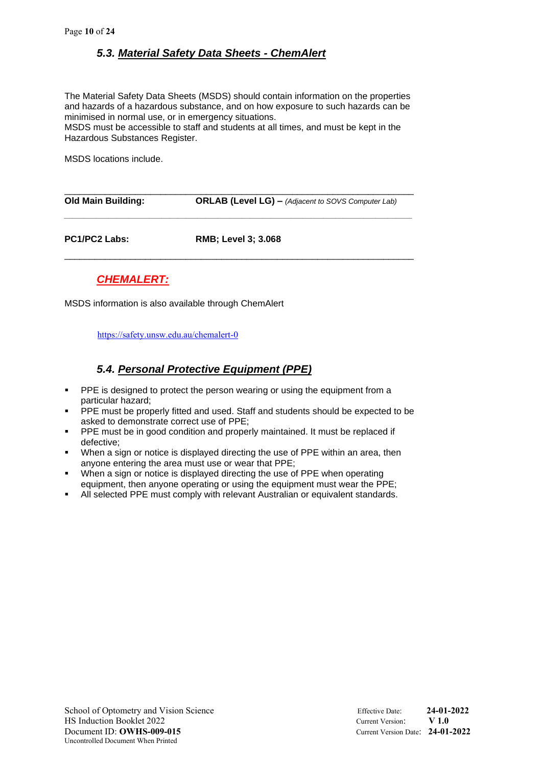### 5.3. *Material Safety Data Sheets - ChemAlert*

The Material Safety Data Sheets (MSDS) should contain information on the properties and hazards of a hazardous substance, and on how exposure to such hazards can be minimised in normal use, or in emergency situations.
MSDS must be accessible to staff and students at all times, and must be kept in the Hazardous Substances Register.

MSDS locations include.

| | |
|---|---|
| **Old Main Building:** | **ORLAB (Level LG) –** *(Adjacent to SOVS Computer Lab)* |
| **PC1/PC2 Labs:** | **RMB; Level 3; 3.068** |

#### *CHEMALERT:*

MSDS information is also available through ChemAlert

https://safety.unsw.edu.au/chemalert-0

### 5.4. *Personal Protective Equipment (PPE)*

- PPE is designed to protect the person wearing or using the equipment from a particular hazard;
- PPE must be properly fitted and used. Staff and students should be expected to be asked to demonstrate correct use of PPE;
- PPE must be in good condition and properly maintained. It must be replaced if defective;
- When a sign or notice is displayed directing the use of PPE within an area, then anyone entering the area must use or wear that PPE;
- When a sign or notice is displayed directing the use of PPE when operating equipment, then anyone operating or using the equipment must wear the PPE;
- All selected PPE must comply with relevant Australian or equivalent standards.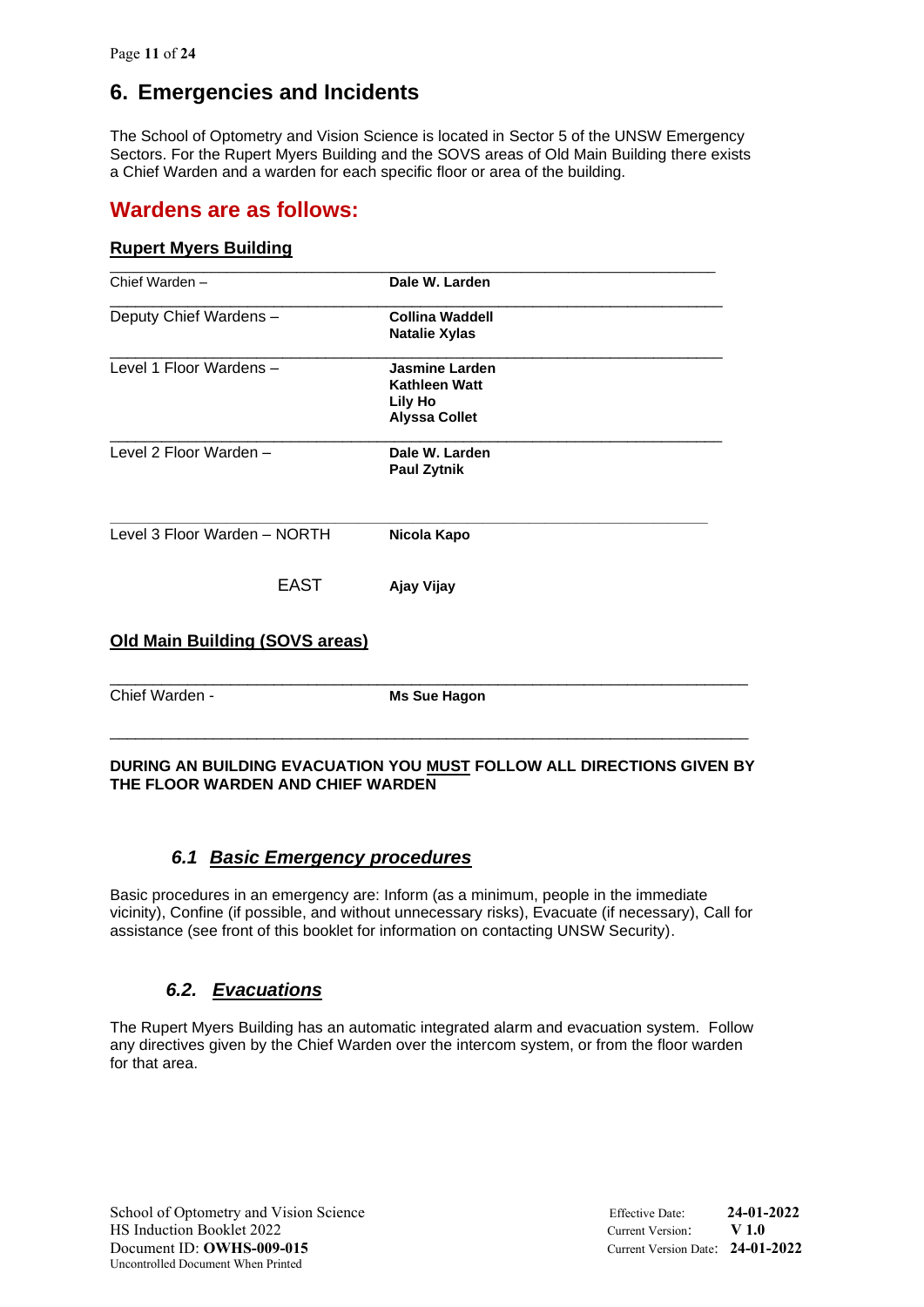# 6. Emergencies and Incidents

The School of Optometry and Vision Science is located in Sector 5 of the UNSW Emergency Sectors. For the Rupert Myers Building and the SOVS areas of Old Main Building there exists a Chief Warden and a warden for each specific floor or area of the building.

## Wardens are as follows:

**Rupert Myers Building**

| | |
|---|---|
| Chief Warden – | **Dale W. Larden** |
| Deputy Chief Wardens – | **Collina Waddell**<br>**Natalie Xylas** |
| Level 1 Floor Wardens – | **Jasmine Larden**<br>**Kathleen Watt**<br>**Lily Ho**<br>**Alyssa Collet** |
| Level 2 Floor Warden – | **Dale W. Larden**<br>**Paul Zytnik** |
| Level 3 Floor Warden – NORTH | **Nicola Kapo** |
| EAST | **Ajay Vijay** |

**Old Main Building (SOVS areas)**

| | |
|---|---|
| Chief Warden - | **Ms Sue Hagon** |

**DURING AN BUILDING EVACUATION YOU MUST FOLLOW ALL DIRECTIONS GIVEN BY THE FLOOR WARDEN AND CHIEF WARDEN**

### *6.1 Basic Emergency procedures*

Basic procedures in an emergency are: Inform (as a minimum, people in the immediate vicinity), Confine (if possible, and without unnecessary risks), Evacuate (if necessary), Call for assistance (see front of this booklet for information on contacting UNSW Security).

### *6.2. Evacuations*

The Rupert Myers Building has an automatic integrated alarm and evacuation system. Follow any directives given by the Chief Warden over the intercom system, or from the floor warden for that area.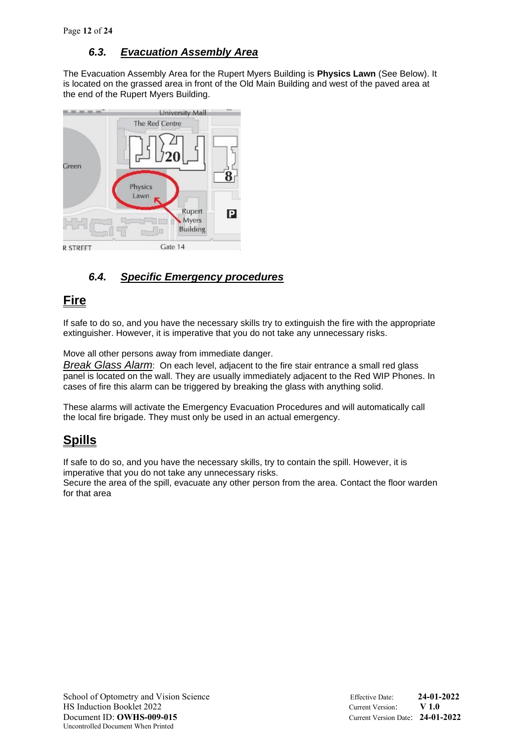### 6.3. *Evacuation Assembly Area*

The Evacuation Assembly Area for the Rupert Myers Building is **Physics Lawn** (See Below). It is located on the grassed area in front of the Old Main Building and west of the paved area at the end of the Rupert Myers Building.

### 6.4. *Specific Emergency procedures*

## Fire

If safe to do so, and you have the necessary skills try to extinguish the fire with the appropriate extinguisher. However, it is imperative that you do not take any unnecessary risks.

Move all other persons away from immediate danger.

*Break Glass Alarm*: On each level, adjacent to the fire stair entrance a small red glass panel is located on the wall. They are usually immediately adjacent to the Red WIP Phones. In cases of fire this alarm can be triggered by breaking the glass with anything solid.

These alarms will activate the Emergency Evacuation Procedures and will automatically call the local fire brigade. They must only be used in an actual emergency.

## Spills

If safe to do so, and you have the necessary skills, try to contain the spill. However, it is imperative that you do not take any unnecessary risks.

Secure the area of the spill, evacuate any other person from the area. Contact the floor warden for that area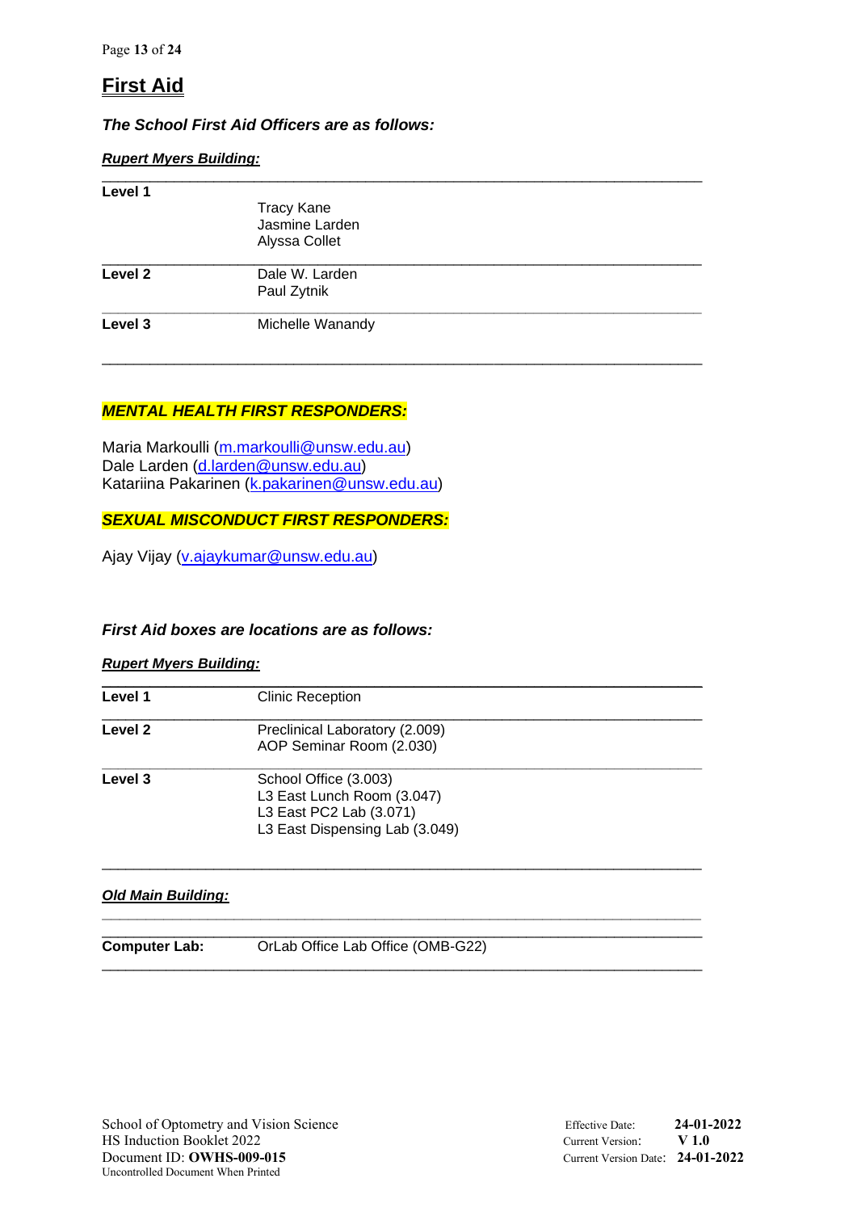# First Aid

***The School First Aid Officers are as follows:***

***Rupert Myers Building:***

| | |
|---|---|
| **Level 1** | Tracy Kane<br>Jasmine Larden<br>Alyssa Collet |
| **Level 2** | Dale W. Larden<br>Paul Zytnik |
| **Level 3** | Michelle Wanandy |

***MENTAL HEALTH FIRST RESPONDERS:***

Maria Markoulli (m.markoulli@unsw.edu.au)
Dale Larden (d.larden@unsw.edu.au)
Katariina Pakarinen (k.pakarinen@unsw.edu.au)

***SEXUAL MISCONDUCT FIRST RESPONDERS:***

Ajay Vijay (v.ajaykumar@unsw.edu.au)

***First Aid boxes are locations are as follows:***

***Rupert Myers Building:***

| | |
|---|---|
| **Level 1** | Clinic Reception |
| **Level 2** | Preclinical Laboratory (2.009)<br>AOP Seminar Room (2.030) |
| **Level 3** | School Office (3.003)<br>L3 East Lunch Room (3.047)<br>L3 East PC2 Lab (3.071)<br>L3 East Dispensing Lab (3.049) |

***Old Main Building:***

| | |
|---|---|
| **Computer Lab:** | OrLab Office Lab Office (OMB-G22) |

School of Optometry and Vision Science
HS Induction Booklet 2022
Document ID: **OWHS-009-015**
Uncontrolled Document When Printed

Effective Date: **24-01-2022**
Current Version: **V 1.0**
Current Version Date: **24-01-2022**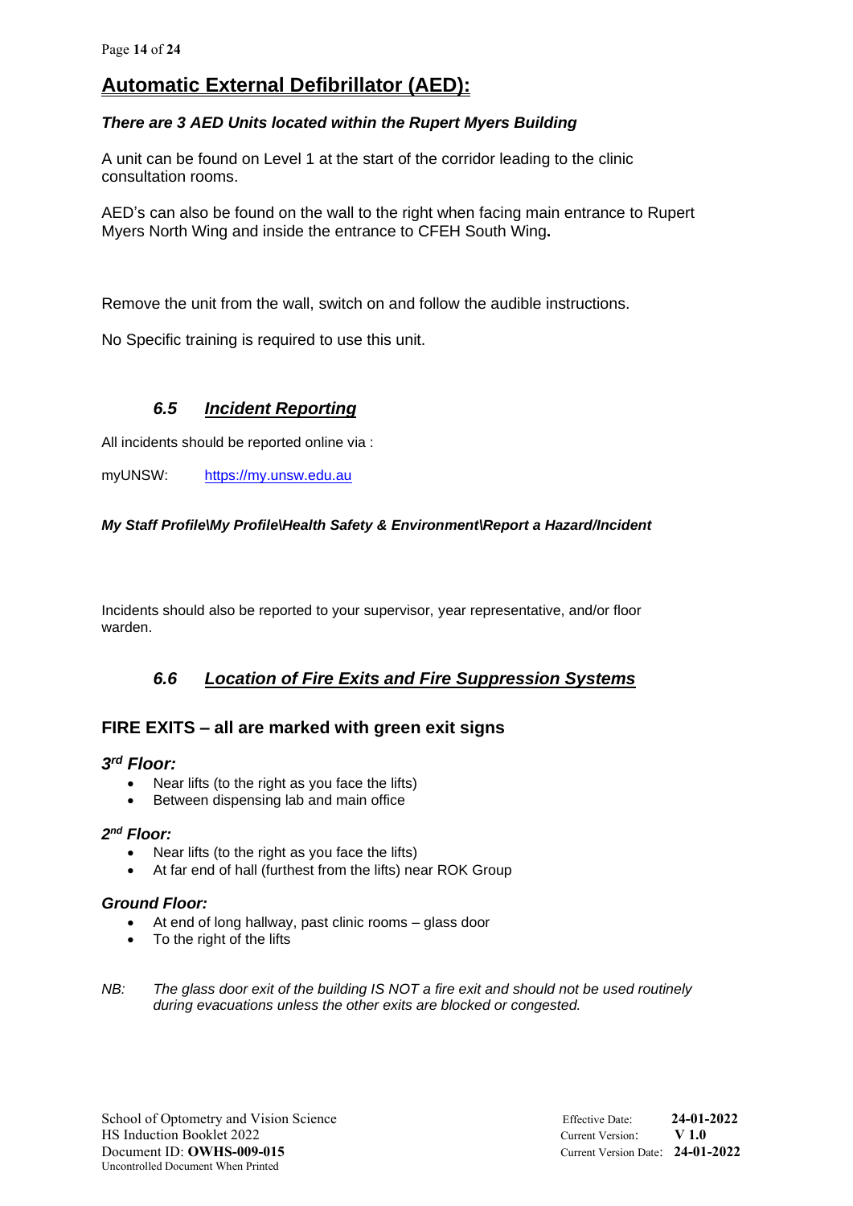## Automatic External Defibrillator (AED):

***There are 3 AED Units located within the Rupert Myers Building***

A unit can be found on Level 1 at the start of the corridor leading to the clinic consultation rooms.

AED's can also be found on the wall to the right when facing main entrance to Rupert Myers North Wing and inside the entrance to CFEH South Wing.

Remove the unit from the wall, switch on and follow the audible instructions.

No Specific training is required to use this unit.

### *6.5 Incident Reporting*

All incidents should be reported online via :

myUNSW: https://my.unsw.edu.au

***My Staff Profile\My Profile\Health Safety & Environment\Report a Hazard/Incident***

Incidents should also be reported to your supervisor, year representative, and/or floor warden.

### *6.6 Location of Fire Exits and Fire Suppression Systems*

#### FIRE EXITS – all are marked with green exit signs

***3rd Floor:***

- Near lifts (to the right as you face the lifts)
- Between dispensing lab and main office

***2nd Floor:***

- Near lifts (to the right as you face the lifts)
- At far end of hall (furthest from the lifts) near ROK Group

***Ground Floor:***

- At end of long hallway, past clinic rooms – glass door
- To the right of the lifts

*NB: The glass door exit of the building IS NOT a fire exit and should not be used routinely during evacuations unless the other exits are blocked or congested.*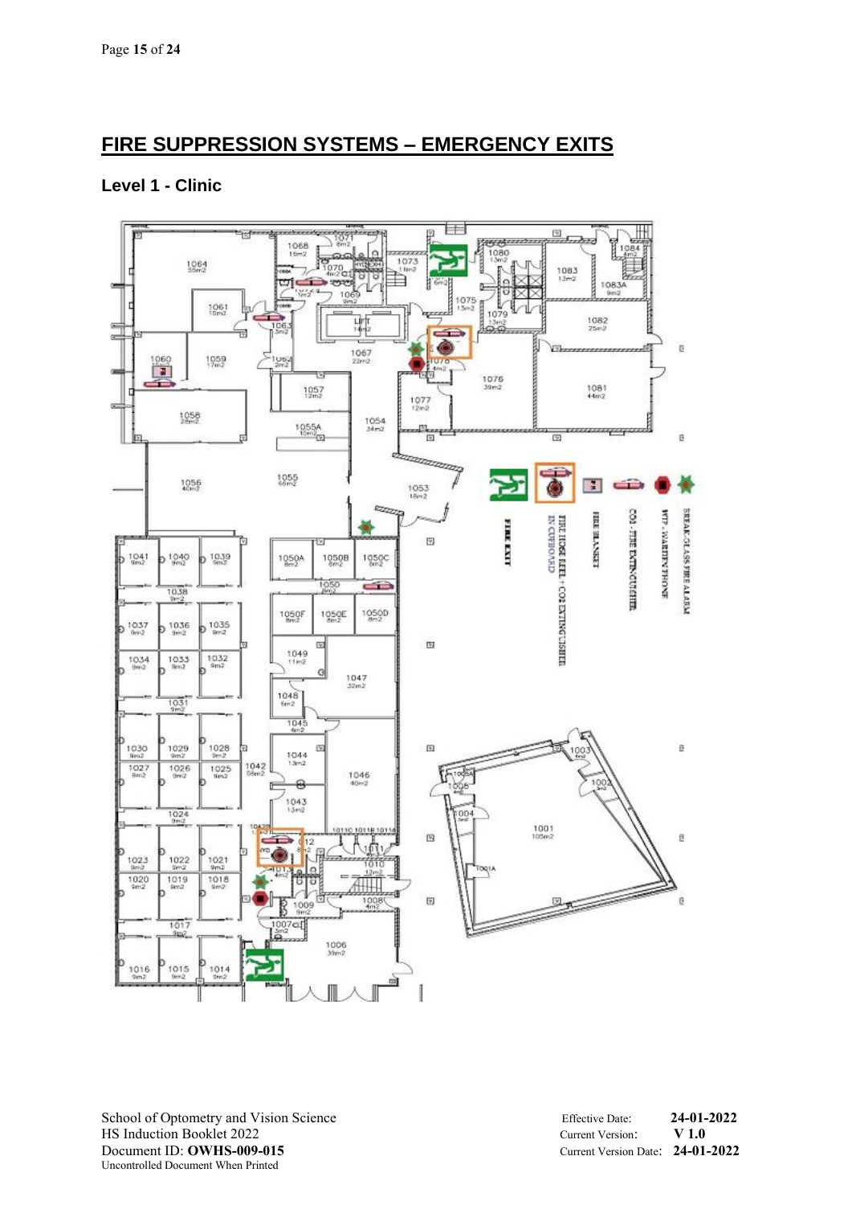# FIRE SUPPRESSION SYSTEMS – EMERGENCY EXITS

## Level 1 - Clinic

FIRE EXIT

FIRE HOSE REEL + CO2 EXTINGUISHER IN CUPBOARD

FIRE BLANKET

CO2 - FIRE EXTINGUISHER

WIP - WARDEN PHONE

BREAK-GLASS FIRE ALARM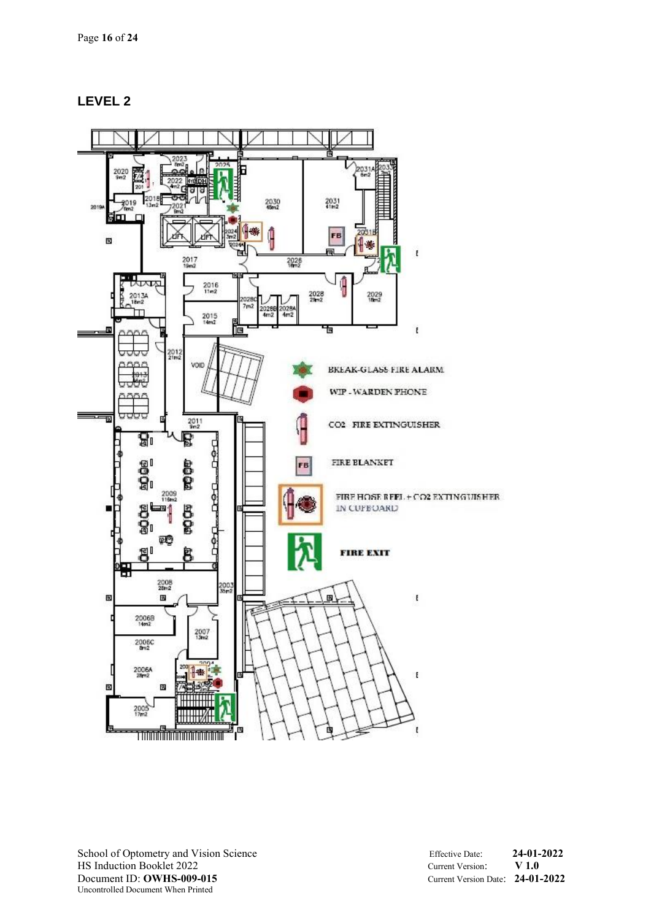## LEVEL 2

BREAK-GLASS FIRE ALARM

WIP - WARDEN PHONE

CO2 FIRE EXTINGUISHER

FIRE BLANKET

FIRE HOSE REEL + CO2 EXTINGUISHER IN CUPBOARD

FIRE EXIT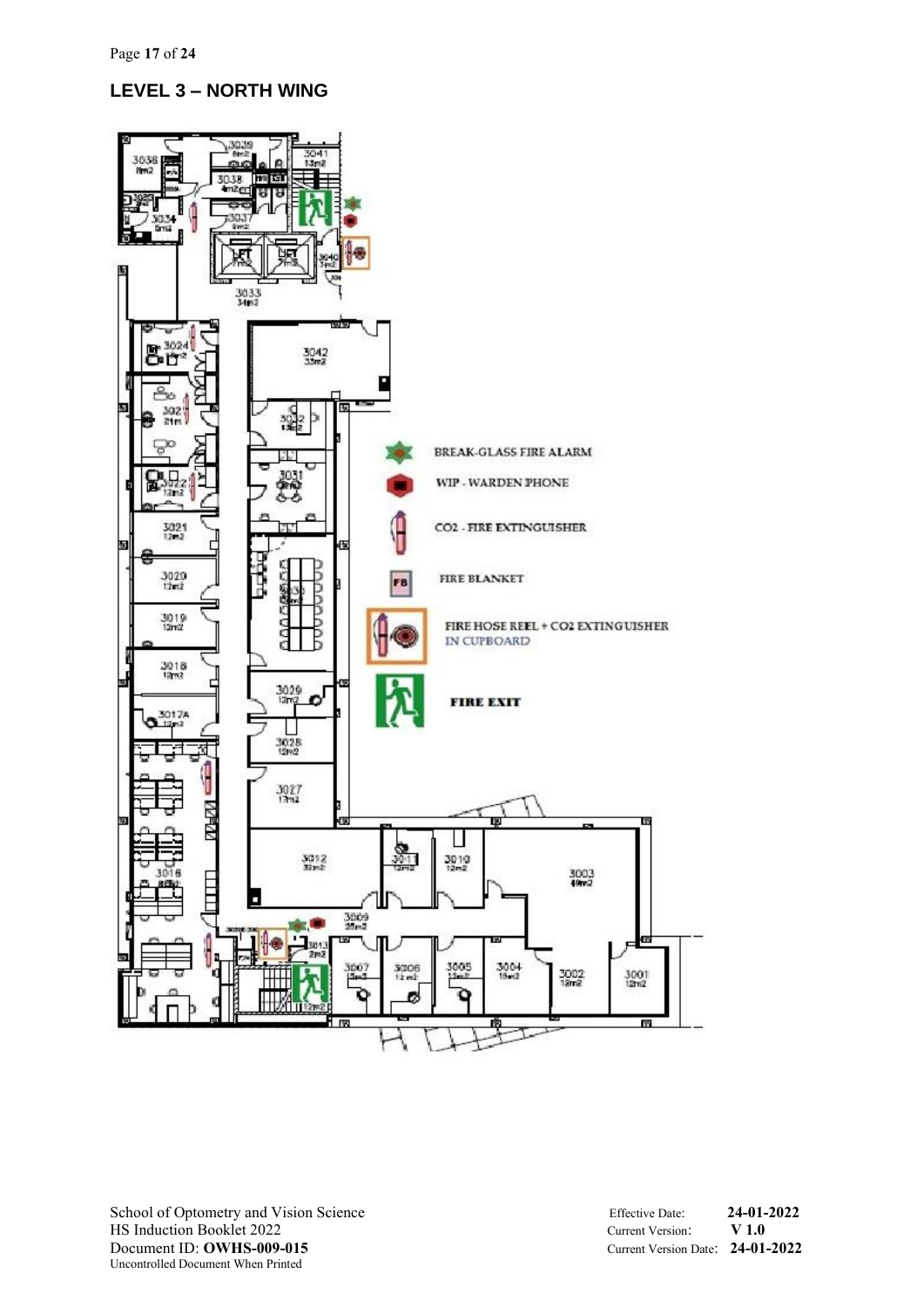## LEVEL 3 – NORTH WING

BREAK-GLASS FIRE ALARM

WIP - WARDEN PHONE

CO2 - FIRE EXTINGUISHER

FIRE BLANKET

FIRE HOSE REEL + CO2 EXTINGUISHER IN CUPBOARD

FIRE EXIT

School of Optometry and Vision Science
HS Induction Booklet 2022
Document ID: **OWHS-009-015**
Uncontrolled Document When Printed

Effective Date: **24-01-2022**
Current Version: **V 1.0**
Current Version Date: **24-01-2022**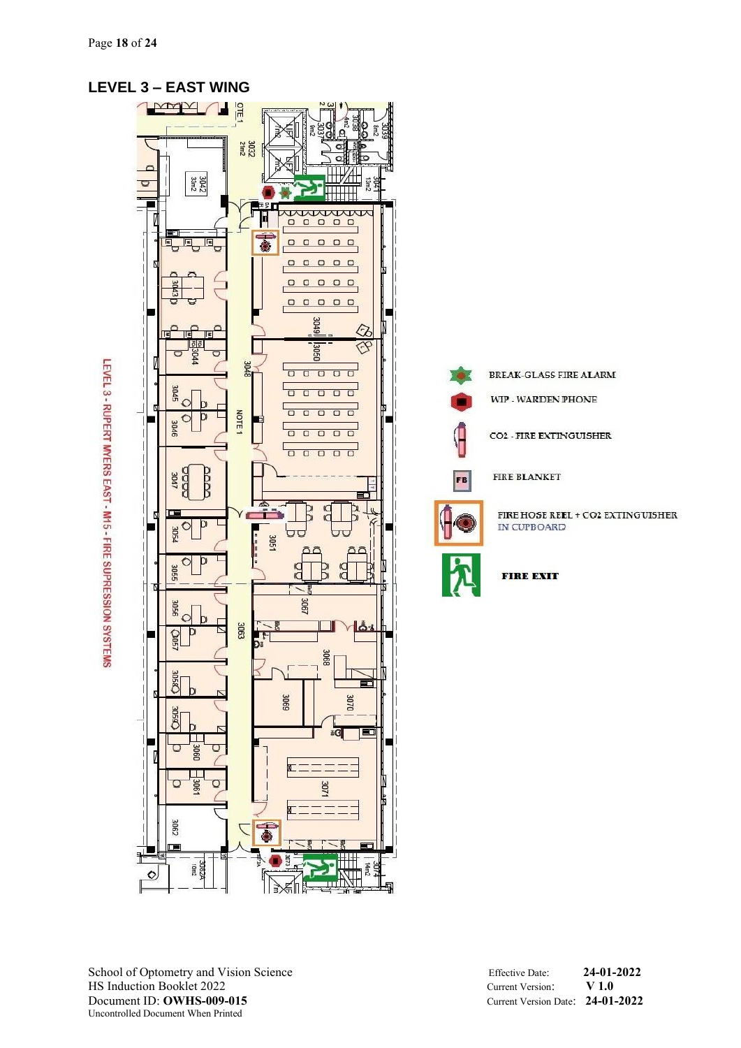## LEVEL 3 – EAST WING

LEVEL 3 - RUPERT MYERS EAST - M15 - FIRE SUPPRESSION SYSTEMS

- BREAK-GLASS FIRE ALARM
- WIP - WARDEN PHONE
- CO2 - FIRE EXTINGUISHER
- FIRE BLANKET
- FIRE HOSE REEL + CO2 EXTINGUISHER IN CUPBOARD
- FIRE EXIT

School of Optometry and Vision Science
HS Induction Booklet 2022
Document ID: **OWHS-009-015**
Uncontrolled Document When Printed

Effective Date: **24-01-2022**
Current Version: **V 1.0**
Current Version Date: **24-01-2022**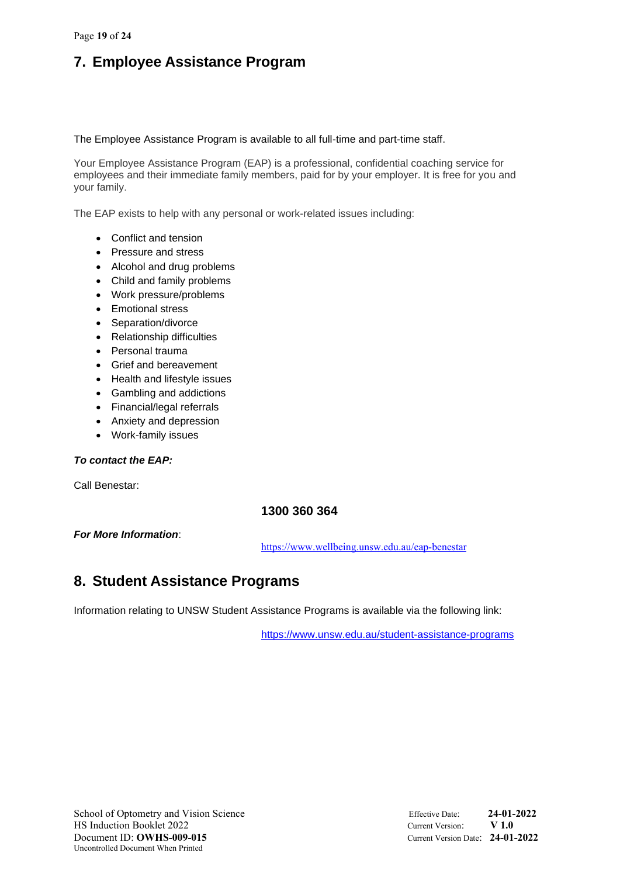## 7. Employee Assistance Program

The Employee Assistance Program is available to all full-time and part-time staff.

Your Employee Assistance Program (EAP) is a professional, confidential coaching service for employees and their immediate family members, paid for by your employer. It is free for you and your family.

The EAP exists to help with any personal or work-related issues including:

- Conflict and tension
- Pressure and stress
- Alcohol and drug problems
- Child and family problems
- Work pressure/problems
- Emotional stress
- Separation/divorce
- Relationship difficulties
- Personal trauma
- Grief and bereavement
- Health and lifestyle issues
- Gambling and addictions
- Financial/legal referrals
- Anxiety and depression
- Work-family issues

***To contact the EAP:***

Call Benestar:

**1300 360 364**

***For More Information***:

https://www.wellbeing.unsw.edu.au/eap-benestar

## 8. Student Assistance Programs

Information relating to UNSW Student Assistance Programs is available via the following link:

https://www.unsw.edu.au/student-assistance-programs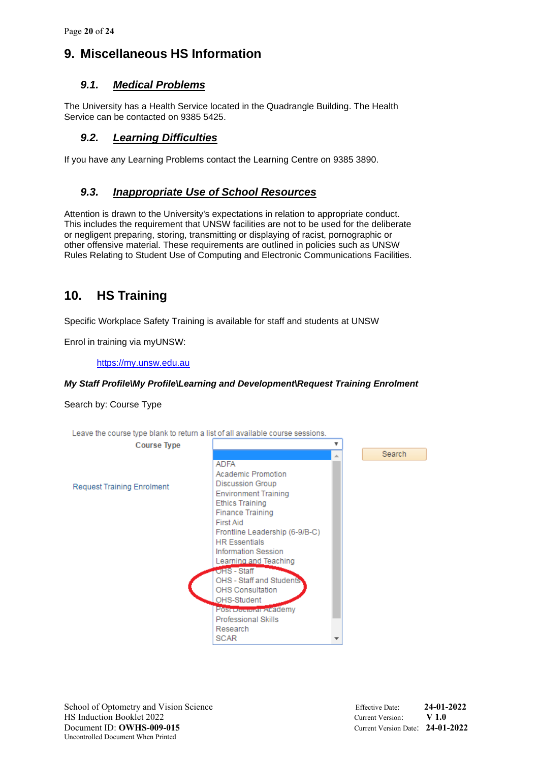# 9. Miscellaneous HS Information

## 9.1. Medical Problems

The University has a Health Service located in the Quadrangle Building. The Health Service can be contacted on 9385 5425.

## 9.2. Learning Difficulties

If you have any Learning Problems contact the Learning Centre on 9385 3890.

## 9.3. Inappropriate Use of School Resources

Attention is drawn to the University's expectations in relation to appropriate conduct. This includes the requirement that UNSW facilities are not to be used for the deliberate or negligent preparing, storing, transmitting or displaying of racist, pornographic or other offensive material. These requirements are outlined in policies such as UNSW Rules Relating to Student Use of Computing and Electronic Communications Facilities.

# 10. HS Training

Specific Workplace Safety Training is available for staff and students at UNSW

Enrol in training via myUNSW:

https://my.unsw.edu.au

***My Staff Profile\My Profile\Learning and Development\Request Training Enrolment***

Search by: Course Type

Leave the course type blank to return a list of all available course sessions.

Course Type

Search

Request Training Enrolment

- ADFA
- Academic Promotion
- Discussion Group
- Environment Training
- Ethics Training
- Finance Training
- First Aid
- Frontline Leadership (6-9/B-C)
- HR Essentials
- Information Session
- Learning and Teaching
- OHS - Staff
- OHS - Staff and Students
- OHS Consultation
- OHS-Student
- Post Doctoral Academy
- Professional Skills
- Research
- SCAR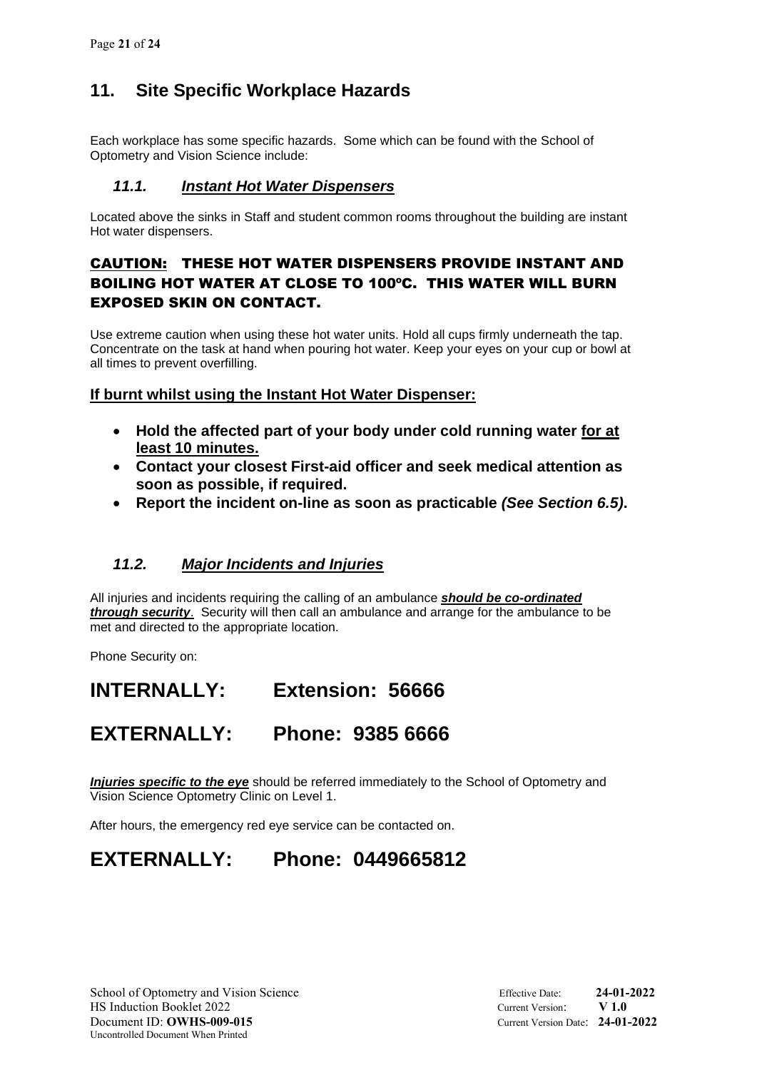## 11. Site Specific Workplace Hazards

Each workplace has some specific hazards. Some which can be found with the School of Optometry and Vision Science include:

### *11.1. Instant Hot Water Dispensers*

Located above the sinks in Staff and student common rooms throughout the building are instant Hot water dispensers.

**CAUTION: THESE HOT WATER DISPENSERS PROVIDE INSTANT AND BOILING HOT WATER AT CLOSE TO 100ºC. THIS WATER WILL BURN EXPOSED SKIN ON CONTACT.**

Use extreme caution when using these hot water units. Hold all cups firmly underneath the tap. Concentrate on the task at hand when pouring hot water. Keep your eyes on your cup or bowl at all times to prevent overfilling.

**If burnt whilst using the Instant Hot Water Dispenser:**

- **Hold the affected part of your body under cold running water for at least 10 minutes.**
- **Contact your closest First-aid officer and seek medical attention as soon as possible, if required.**
- **Report the incident on-line as soon as practicable *(See Section 6.5)*.**

### *11.2. Major Incidents and Injuries*

All injuries and incidents requiring the calling of an ambulance ***should be co-ordinated through security***. Security will then call an ambulance and arrange for the ambulance to be met and directed to the appropriate location.

Phone Security on:

# INTERNALLY: Extension: 56666

# EXTERNALLY: Phone: 9385 6666

***Injuries specific to the eye*** should be referred immediately to the School of Optometry and Vision Science Optometry Clinic on Level 1.

After hours, the emergency red eye service can be contacted on.

# EXTERNALLY: Phone: 0449665812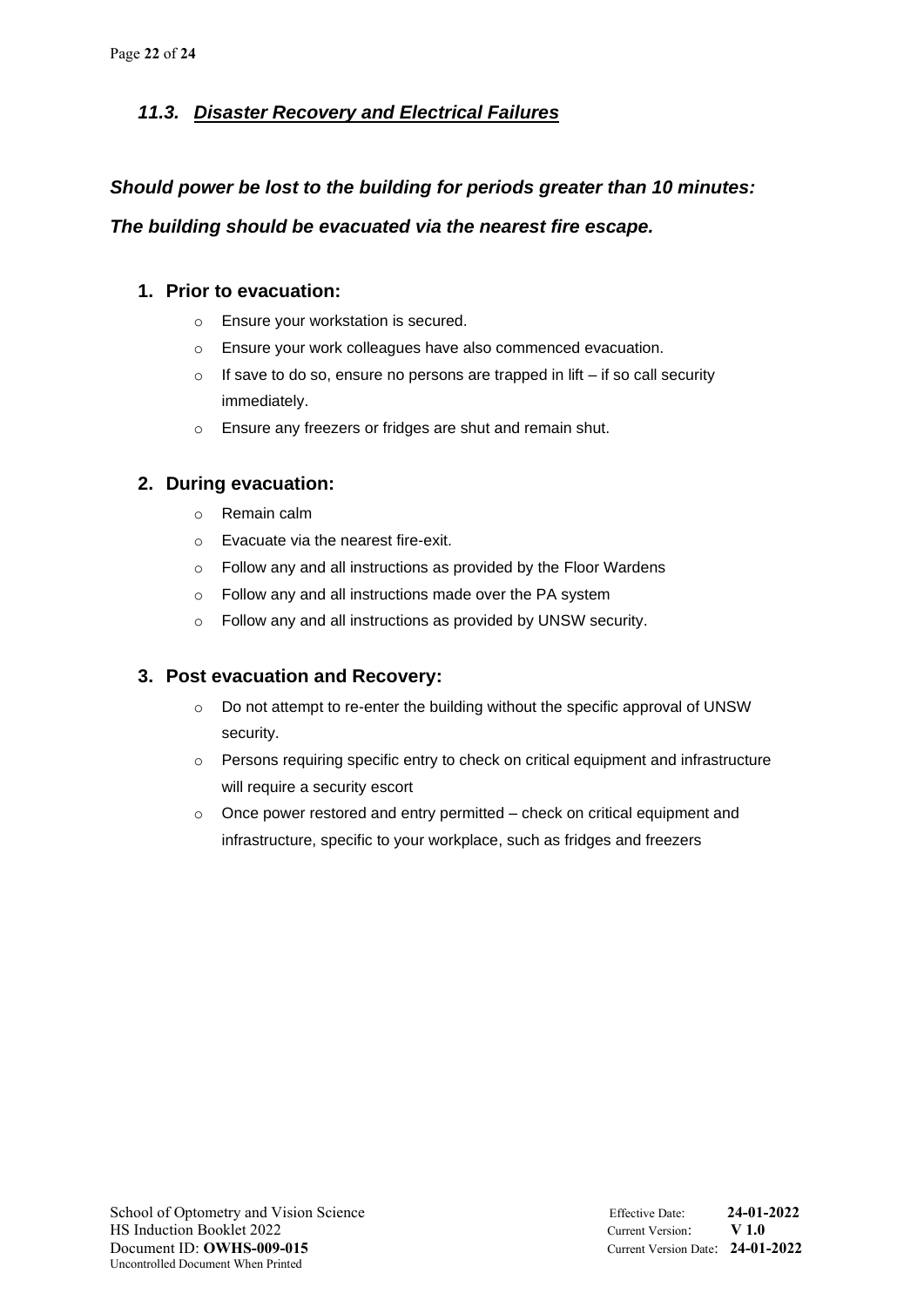### *11.3. Disaster Recovery and Electrical Failures*

***Should power be lost to the building for periods greater than 10 minutes:***

***The building should be evacuated via the nearest fire escape.***

1. **Prior to evacuation:**
    - Ensure your workstation is secured.
    - Ensure your work colleagues have also commenced evacuation.
    - If save to do so, ensure no persons are trapped in lift – if so call security immediately.
    - Ensure any freezers or fridges are shut and remain shut.

2. **During evacuation:**
    - Remain calm
    - Evacuate via the nearest fire-exit.
    - Follow any and all instructions as provided by the Floor Wardens
    - Follow any and all instructions made over the PA system
    - Follow any and all instructions as provided by UNSW security.

3. **Post evacuation and Recovery:**
    - Do not attempt to re-enter the building without the specific approval of UNSW security.
    - Persons requiring specific entry to check on critical equipment and infrastructure will require a security escort
    - Once power restored and entry permitted – check on critical equipment and infrastructure, specific to your workplace, such as fridges and freezers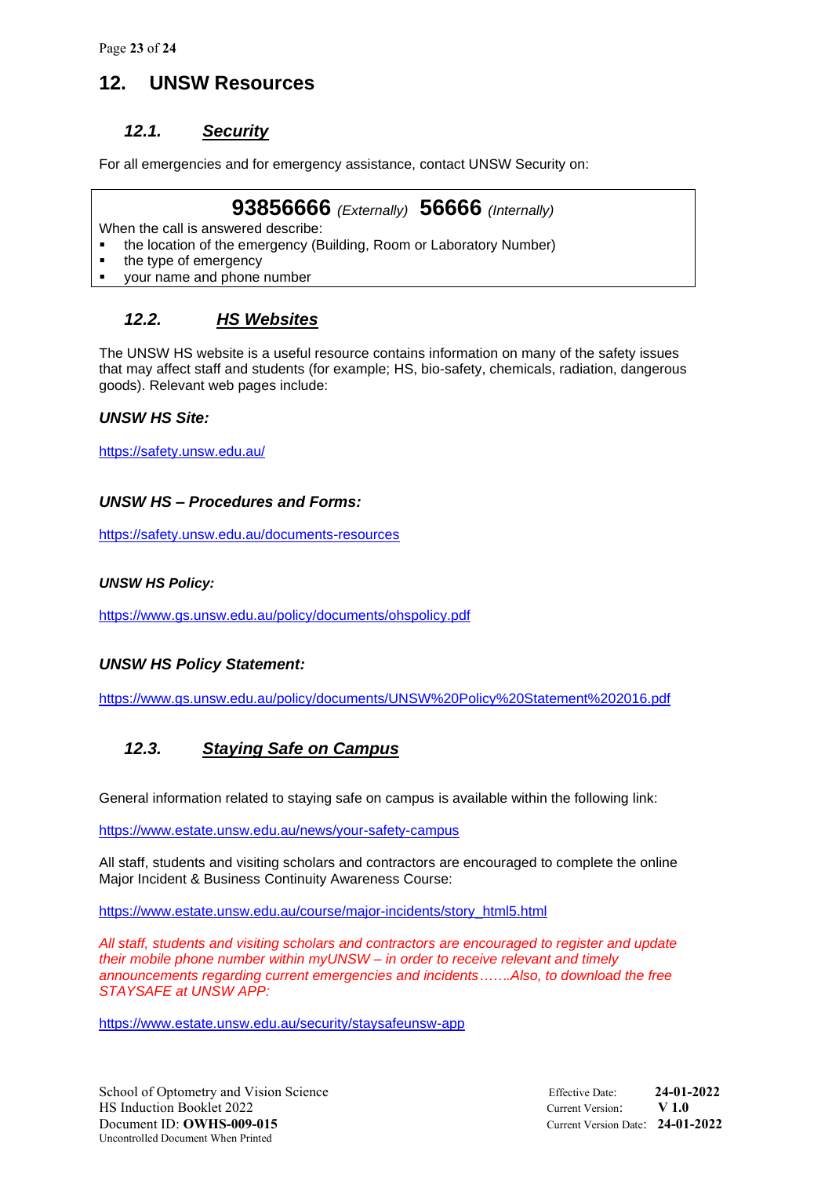# 12. UNSW Resources

## 12.1. *Security*

For all emergencies and for emergency assistance, contact UNSW Security on:

> **93856666** *(Externally)* **56666** *(Internally)*
>
> When the call is answered describe:
>
> - the location of the emergency (Building, Room or Laboratory Number)
> - the type of emergency
> - your name and phone number

## 12.2. *HS Websites*

The UNSW HS website is a useful resource contains information on many of the safety issues that may affect staff and students (for example; HS, bio-safety, chemicals, radiation, dangerous goods). Relevant web pages include:

***UNSW HS Site:***

https://safety.unsw.edu.au/

***UNSW HS – Procedures and Forms:***

https://safety.unsw.edu.au/documents-resources

***UNSW HS Policy:***

https://www.gs.unsw.edu.au/policy/documents/ohspolicy.pdf

***UNSW HS Policy Statement:***

https://www.gs.unsw.edu.au/policy/documents/UNSW%20Policy%20Statement%202016.pdf

## 12.3. *Staying Safe on Campus*

General information related to staying safe on campus is available within the following link:

https://www.estate.unsw.edu.au/news/your-safety-campus

All staff, students and visiting scholars and contractors are encouraged to complete the online Major Incident & Business Continuity Awareness Course:

https://www.estate.unsw.edu.au/course/major-incidents/story_html5.html

*All staff, students and visiting scholars and contractors are encouraged to register and update their mobile phone number within myUNSW – in order to receive relevant and timely announcements regarding current emergencies and incidents…….Also, to download the free STAYSAFE at UNSW APP:*

https://www.estate.unsw.edu.au/security/staysafeunsw-app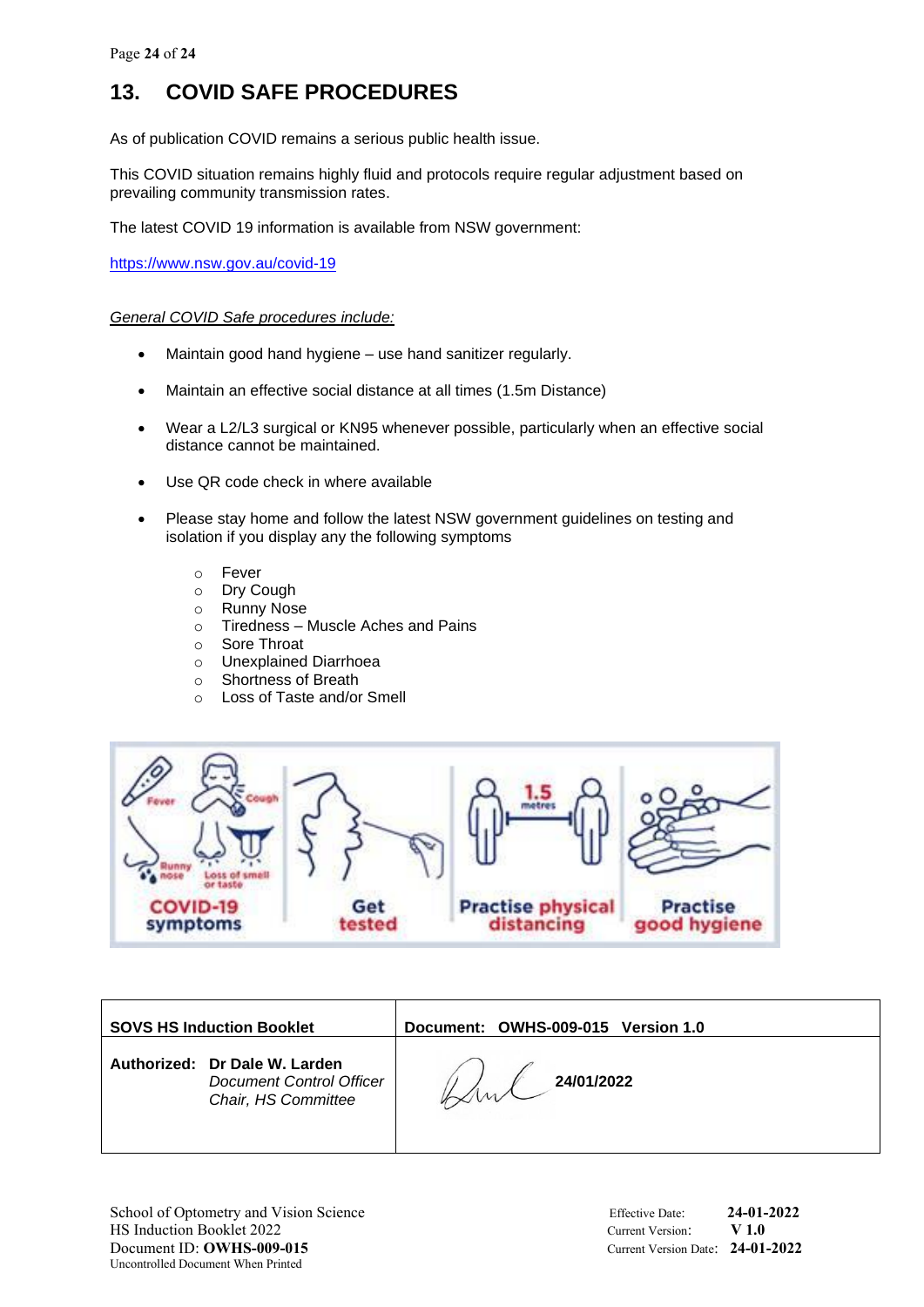## 13. COVID SAFE PROCEDURES

As of publication COVID remains a serious public health issue.

This COVID situation remains highly fluid and protocols require regular adjustment based on prevailing community transmission rates.

The latest COVID 19 information is available from NSW government:

https://www.nsw.gov.au/covid-19

*General COVID Safe procedures include:*

- Maintain good hand hygiene – use hand sanitizer regularly.
- Maintain an effective social distance at all times (1.5m Distance)
- Wear a L2/L3 surgical or KN95 whenever possible, particularly when an effective social distance cannot be maintained.
- Use QR code check in where available
- Please stay home and follow the latest NSW government guidelines on testing and isolation if you display any the following symptoms
  - Fever
  - Dry Cough
  - Runny Nose
  - Tiredness – Muscle Aches and Pains
  - Sore Throat
  - Unexplained Diarrhoea
  - Shortness of Breath
  - Loss of Taste and/or Smell

Fever
Cough
Runny nose
Loss of smell or taste
COVID-19 symptoms
Get tested
1.5 metres
Practise physical distancing
Practise good hygiene

| | |
|---|---|
| **SOVS HS Induction Booklet** | **Document: OWHS-009-015 Version 1.0** |
| **Authorized: Dr Dale W. Larden** *Document Control Officer* *Chair, HS Committee* | **24/01/2022** |

School of Optometry and Vision Science
HS Induction Booklet 2022
Document ID: **OWHS-009-015**
Uncontrolled Document When Printed

Effective Date: **24-01-2022**
Current Version: **V 1.0**
Current Version Date: **24-01-2022**